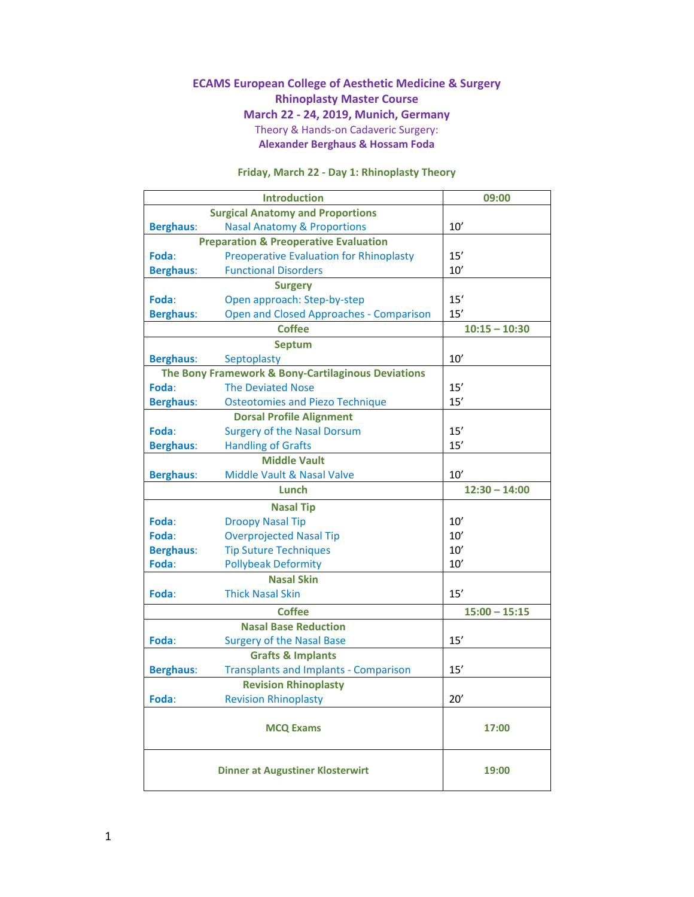# ECAMS European College of Aesthetic Medicine & Surgery

## Rhinoplasty Master Course

## March 22 - 24, 2019, Munich, Germany

Theory & Hands-on Cadaveric Surgery:

**Alexander Berghaus & Hossam Foda**

### Friday, March 22 - Day 1: Rhinoplasty Theory

| | | |
|---|---|---|
| **Introduction** | | **09:00** |
| **Surgical Anatomy and Proportions** | | |
| **Berghaus**: | Nasal Anatomy & Proportions | 10’ |
| **Preparation & Preoperative Evaluation** | | |
| **Foda**: | Preoperative Evaluation for Rhinoplasty | 15’ |
| **Berghaus**: | Functional Disorders | 10’ |
| **Surgery** | | |
| **Foda**: | Open approach: Step-by-step | 15‘ |
| **Berghaus**: | Open and Closed Approaches - Comparison | 15’ |
| **Coffee** | | **10:15 – 10:30** |
| **Septum** | | |
| **Berghaus**: | Septoplasty | 10’ |
| **The Bony Framework & Bony-Cartilaginous Deviations** | | |
| **Foda**: | The Deviated Nose | 15’ |
| **Berghaus**: | Osteotomies and Piezo Technique | 15’ |
| **Dorsal Profile Alignment** | | |
| **Foda**: | Surgery of the Nasal Dorsum | 15’ |
| **Berghaus**: | Handling of Grafts | 15’ |
| **Middle Vault** | | |
| **Berghaus**: | Middle Vault & Nasal Valve | 10’ |
| **Lunch** | | **12:30 – 14:00** |
| **Nasal Tip** | | |
| **Foda**: | Droopy Nasal Tip | 10’ |
| **Foda**: | Overprojected Nasal Tip | 10’ |
| **Berghaus**: | Tip Suture Techniques | 10’ |
| **Foda**: | Pollybeak Deformity | 10’ |
| **Nasal Skin** | | |
| **Foda**: | Thick Nasal Skin | 15’ |
| **Coffee** | | **15:00 – 15:15** |
| **Nasal Base Reduction** | | |
| **Foda**: | Surgery of the Nasal Base | 15’ |
| **Grafts & Implants** | | |
| **Berghaus**: | Transplants and Implants - Comparison | 15’ |
| **Revision Rhinoplasty** | | |
| **Foda**: | Revision Rhinoplasty | 20’ |
| **MCQ Exams** | | **17:00** |
| **Dinner at Augustiner Klosterwirt** | | **19:00** |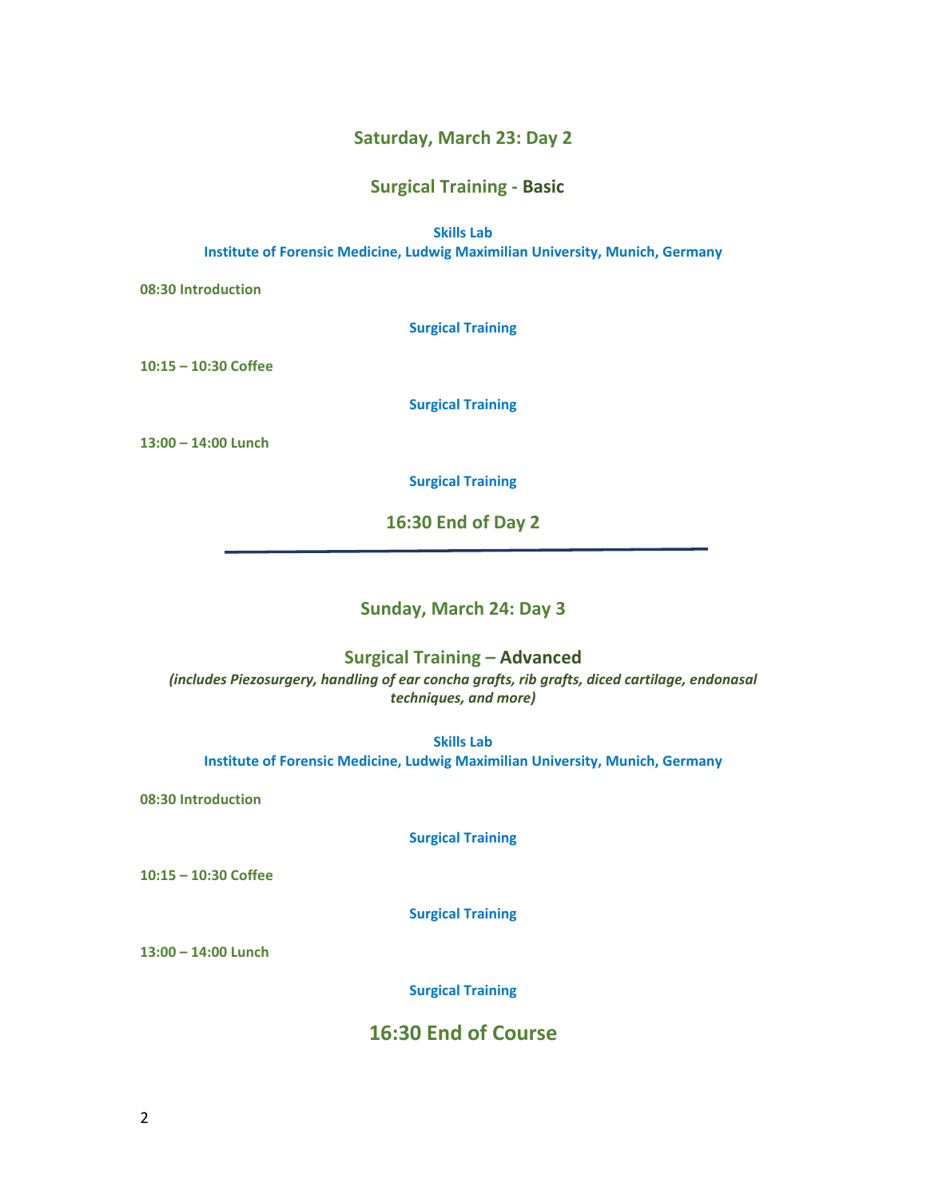## Saturday, March 23: Day 2

### Surgical Training - **Basic**

**Skills Lab**
**Institute of Forensic Medicine, Ludwig Maximilian University, Munich, Germany**

**08:30 Introduction**

**Surgical Training**

**10:15 – 10:30 Coffee**

**Surgical Training**

**13:00 – 14:00 Lunch**

**Surgical Training**

### 16:30 End of Day 2

---

## Sunday, March 24: Day 3

### Surgical Training – **Advanced**

*(includes Piezosurgery, handling of ear concha grafts, rib grafts, diced cartilage, endonasal techniques, and more)*

**Skills Lab**
**Institute of Forensic Medicine, Ludwig Maximilian University, Munich, Germany**

**08:30 Introduction**

**Surgical Training**

**10:15 – 10:30 Coffee**

**Surgical Training**

**13:00 – 14:00 Lunch**

**Surgical Training**

## 16:30 End of Course